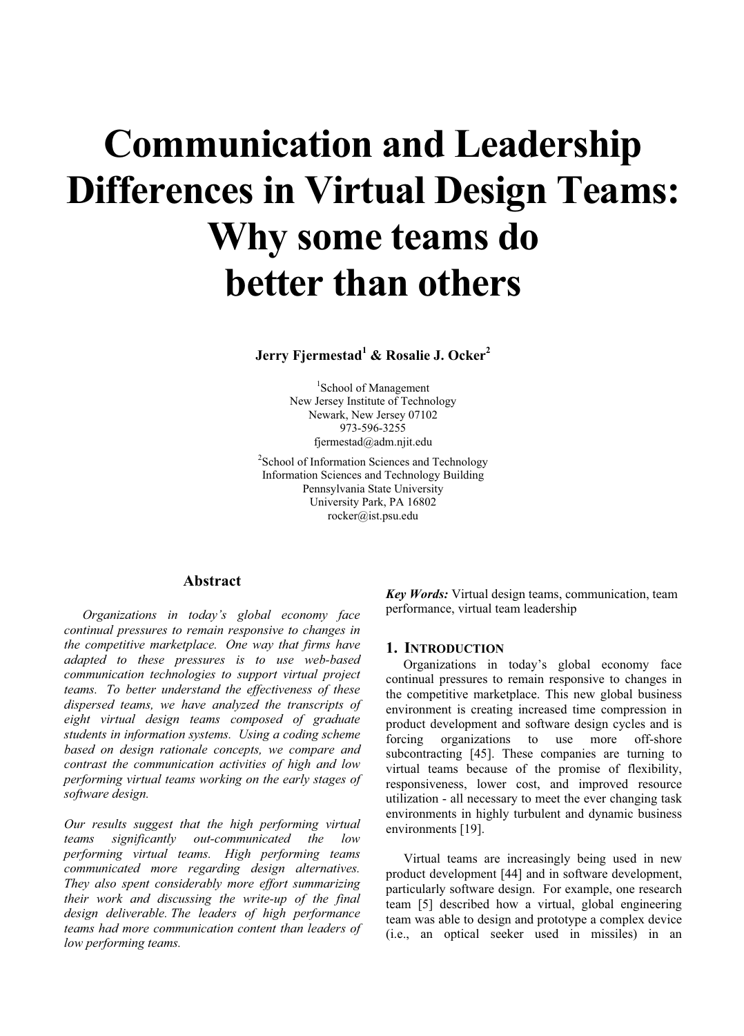# Communication and Leadership Differences in Virtual Design Teams: Why some teams do better than others

**Jerry Fjermestad[1] & Rosalie J. Ocker[2]**

[1]School of Management
New Jersey Institute of Technology
Newark, New Jersey 07102
973-596-3255
fjermestad@adm.njit.edu

[2]School of Information Sciences and Technology
Information Sciences and Technology Building
Pennsylvania State University
University Park, PA 16802
rocker@ist.psu.edu

## Abstract

*Organizations in today's global economy face continual pressures to remain responsive to changes in the competitive marketplace. One way that firms have adapted to these pressures is to use web-based communication technologies to support virtual project teams. To better understand the effectiveness of these dispersed teams, we have analyzed the transcripts of eight virtual design teams composed of graduate students in information systems. Using a coding scheme based on design rationale concepts, we compare and contrast the communication activities of high and low performing virtual teams working on the early stages of software design.*

*Our results suggest that the high performing virtual teams significantly out-communicated the low performing virtual teams. High performing teams communicated more regarding design alternatives. They also spent considerably more effort summarizing their work and discussing the write-up of the final design deliverable. The leaders of high performance teams had more communication content than leaders of low performing teams.*

***Key Words:*** Virtual design teams, communication, team performance, virtual team leadership

## 1. Introduction

Organizations in today's global economy face continual pressures to remain responsive to changes in the competitive marketplace. This new global business environment is creating increased time compression in product development and software design cycles and is forcing organizations to use more off-shore subcontracting [45]. These companies are turning to virtual teams because of the promise of flexibility, responsiveness, lower cost, and improved resource utilization - all necessary to meet the ever changing task environments in highly turbulent and dynamic business environments [19].

Virtual teams are increasingly being used in new product development [44] and in software development, particularly software design. For example, one research team [5] described how a virtual, global engineering team was able to design and prototype a complex device (i.e., an optical seeker used in missiles) in an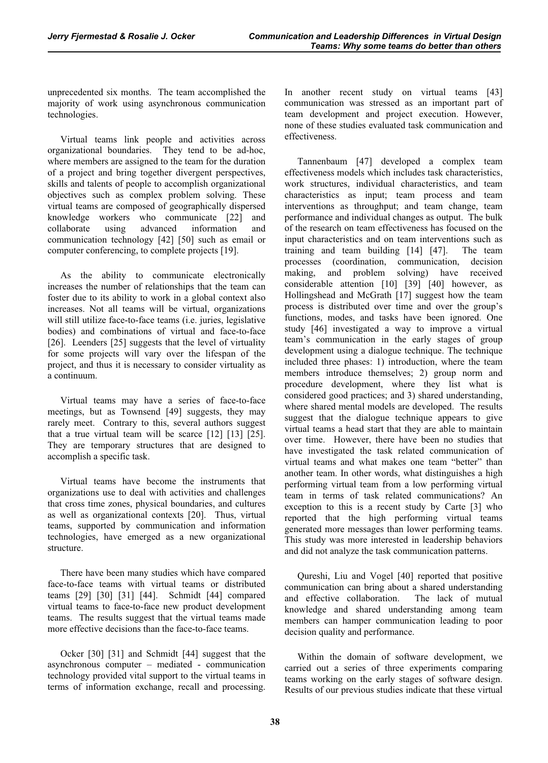unprecedented six months. The team accomplished the majority of work using asynchronous communication technologies.

Virtual teams link people and activities across organizational boundaries. They tend to be ad-hoc, where members are assigned to the team for the duration of a project and bring together divergent perspectives, skills and talents of people to accomplish organizational objectives such as complex problem solving. These virtual teams are composed of geographically dispersed knowledge workers who communicate [22] and collaborate using advanced information and communication technology [42] [50] such as email or computer conferencing, to complete projects [19].

As the ability to communicate electronically increases the number of relationships that the team can foster due to its ability to work in a global context also increases. Not all teams will be virtual, organizations will still utilize face-to-face teams (i.e. juries, legislative bodies) and combinations of virtual and face-to-face [26]. Leenders [25] suggests that the level of virtuality for some projects will vary over the lifespan of the project, and thus it is necessary to consider virtuality as a continuum.

Virtual teams may have a series of face-to-face meetings, but as Townsend [49] suggests, they may rarely meet. Contrary to this, several authors suggest that a true virtual team will be scarce [12] [13] [25]. They are temporary structures that are designed to accomplish a specific task.

Virtual teams have become the instruments that organizations use to deal with activities and challenges that cross time zones, physical boundaries, and cultures as well as organizational contexts [20]. Thus, virtual teams, supported by communication and information technologies, have emerged as a new organizational structure.

There have been many studies which have compared face-to-face teams with virtual teams or distributed teams [29] [30] [31] [44]. Schmidt [44] compared virtual teams to face-to-face new product development teams. The results suggest that the virtual teams made more effective decisions than the face-to-face teams.

Ocker [30] [31] and Schmidt [44] suggest that the asynchronous computer – mediated - communication technology provided vital support to the virtual teams in terms of information exchange, recall and processing. In another recent study on virtual teams [43] communication was stressed as an important part of team development and project execution. However, none of these studies evaluated task communication and effectiveness.

Tannenbaum [47] developed a complex team effectiveness models which includes task characteristics, work structures, individual characteristics, and team characteristics as input; team process and team interventions as throughput; and team change, team performance and individual changes as output. The bulk of the research on team effectiveness has focused on the input characteristics and on team interventions such as training and team building [14] [47]. The team processes (coordination, communication, decision making, and problem solving) have received considerable attention [10] [39] [40] however, as Hollingshead and McGrath [17] suggest how the team process is distributed over time and over the group's functions, modes, and tasks have been ignored. One study [46] investigated a way to improve a virtual team's communication in the early stages of group development using a dialogue technique. The technique included three phases: 1) introduction, where the team members introduce themselves; 2) group norm and procedure development, where they list what is considered good practices; and 3) shared understanding, where shared mental models are developed. The results suggest that the dialogue technique appears to give virtual teams a head start that they are able to maintain over time. However, there have been no studies that have investigated the task related communication of virtual teams and what makes one team "better" than another team. In other words, what distinguishes a high performing virtual team from a low performing virtual team in terms of task related communications? An exception to this is a recent study by Carte [3] who reported that the high performing virtual teams generated more messages than lower performing teams. This study was more interested in leadership behaviors and did not analyze the task communication patterns.

Qureshi, Liu and Vogel [40] reported that positive communication can bring about a shared understanding and effective collaboration. The lack of mutual knowledge and shared understanding among team members can hamper communication leading to poor decision quality and performance.

Within the domain of software development, we carried out a series of three experiments comparing teams working on the early stages of software design. Results of our previous studies indicate that these virtual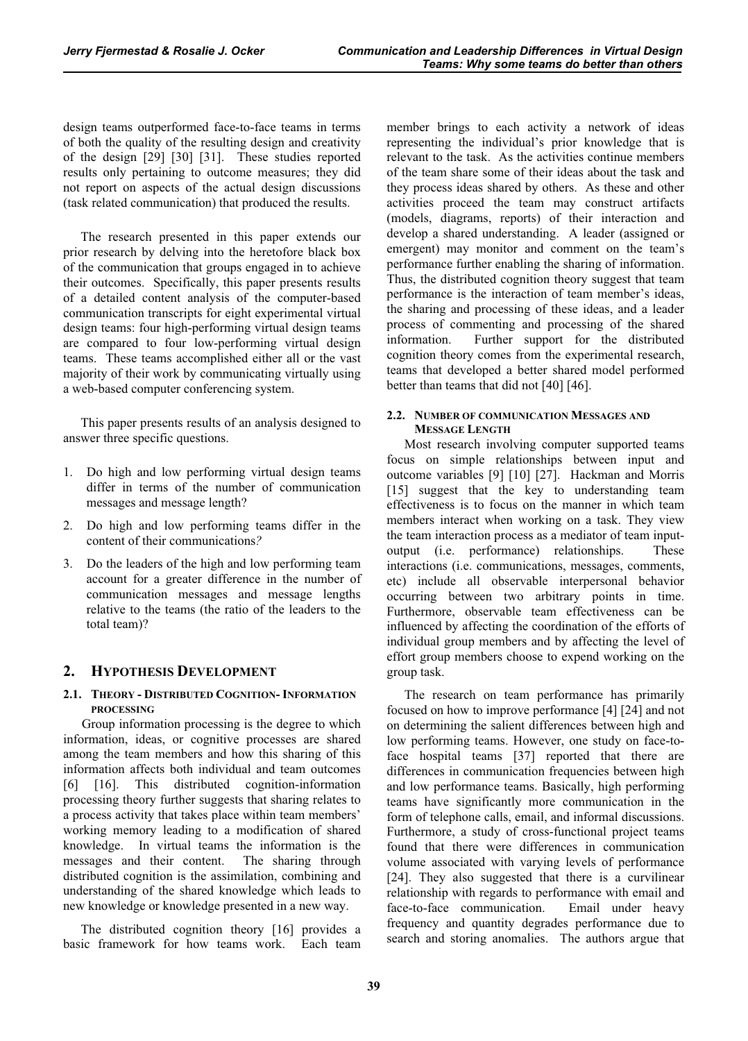design teams outperformed face-to-face teams in terms of both the quality of the resulting design and creativity of the design [29] [30] [31]. These studies reported results only pertaining to outcome measures; they did not report on aspects of the actual design discussions (task related communication) that produced the results.

The research presented in this paper extends our prior research by delving into the heretofore black box of the communication that groups engaged in to achieve their outcomes. Specifically, this paper presents results of a detailed content analysis of the computer-based communication transcripts for eight experimental virtual design teams: four high-performing virtual design teams are compared to four low-performing virtual design teams. These teams accomplished either all or the vast majority of their work by communicating virtually using a web-based computer conferencing system.

This paper presents results of an analysis designed to answer three specific questions.

1. Do high and low performing virtual design teams differ in terms of the number of communication messages and message length?
2. Do high and low performing teams differ in the content of their communications*?*
3. Do the leaders of the high and low performing team account for a greater difference in the number of communication messages and message lengths relative to the teams (the ratio of the leaders to the total team)?

## 2. HYPOTHESIS DEVELOPMENT

### 2.1. THEORY - DISTRIBUTED COGNITION- INFORMATION PROCESSING

Group information processing is the degree to which information, ideas, or cognitive processes are shared among the team members and how this sharing of this information affects both individual and team outcomes [6] [16]. This distributed cognition-information processing theory further suggests that sharing relates to a process activity that takes place within team members' working memory leading to a modification of shared knowledge. In virtual teams the information is the messages and their content. The sharing through distributed cognition is the assimilation, combining and understanding of the shared knowledge which leads to new knowledge or knowledge presented in a new way.

The distributed cognition theory [16] provides a basic framework for how teams work. Each team member brings to each activity a network of ideas representing the individual's prior knowledge that is relevant to the task. As the activities continue members of the team share some of their ideas about the task and they process ideas shared by others. As these and other activities proceed the team may construct artifacts (models, diagrams, reports) of their interaction and develop a shared understanding. A leader (assigned or emergent) may monitor and comment on the team's performance further enabling the sharing of information. Thus, the distributed cognition theory suggest that team performance is the interaction of team member's ideas, the sharing and processing of these ideas, and a leader process of commenting and processing of the shared information. Further support for the distributed cognition theory comes from the experimental research, teams that developed a better shared model performed better than teams that did not [40] [46].

### 2.2. NUMBER OF COMMUNICATION MESSAGES AND MESSAGE LENGTH

Most research involving computer supported teams focus on simple relationships between input and outcome variables [9] [10] [27]. Hackman and Morris [15] suggest that the key to understanding team effectiveness is to focus on the manner in which team members interact when working on a task. They view the team interaction process as a mediator of team input-output (i.e. performance) relationships. These interactions (i.e. communications, messages, comments, etc) include all observable interpersonal behavior occurring between two arbitrary points in time. Furthermore, observable team effectiveness can be influenced by affecting the coordination of the efforts of individual group members and by affecting the level of effort group members choose to expend working on the group task.

The research on team performance has primarily focused on how to improve performance [4] [24] and not on determining the salient differences between high and low performing teams. However, one study on face-to-face hospital teams [37] reported that there are differences in communication frequencies between high and low performance teams. Basically, high performing teams have significantly more communication in the form of telephone calls, email, and informal discussions. Furthermore, a study of cross-functional project teams found that there were differences in communication volume associated with varying levels of performance [24]. They also suggested that there is a curvilinear relationship with regards to performance with email and face-to-face communication. Email under heavy frequency and quantity degrades performance due to search and storing anomalies. The authors argue that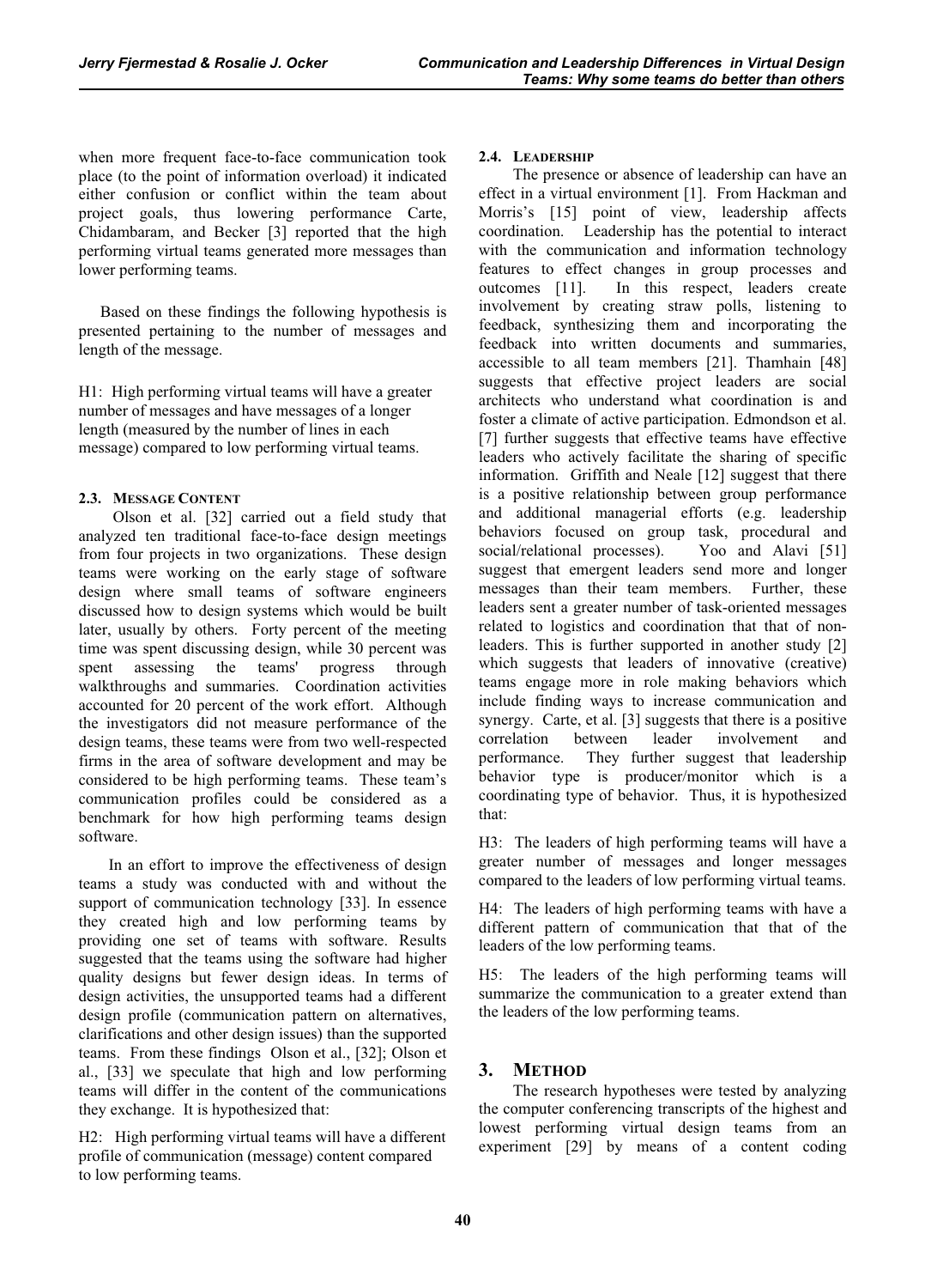when more frequent face-to-face communication took place (to the point of information overload) it indicated either confusion or conflict within the team about project goals, thus lowering performance Carte, Chidambaram, and Becker [3] reported that the high performing virtual teams generated more messages than lower performing teams.

Based on these findings the following hypothesis is presented pertaining to the number of messages and length of the message.

H1: High performing virtual teams will have a greater number of messages and have messages of a longer length (measured by the number of lines in each message) compared to low performing virtual teams.

### 2.3. Message Content

Olson et al. [32] carried out a field study that analyzed ten traditional face-to-face design meetings from four projects in two organizations. These design teams were working on the early stage of software design where small teams of software engineers discussed how to design systems which would be built later, usually by others. Forty percent of the meeting time was spent discussing design, while 30 percent was spent assessing the teams' progress through walkthroughs and summaries. Coordination activities accounted for 20 percent of the work effort. Although the investigators did not measure performance of the design teams, these teams were from two well-respected firms in the area of software development and may be considered to be high performing teams. These team's communication profiles could be considered as a benchmark for how high performing teams design software.

In an effort to improve the effectiveness of design teams a study was conducted with and without the support of communication technology [33]. In essence they created high and low performing teams by providing one set of teams with software. Results suggested that the teams using the software had higher quality designs but fewer design ideas. In terms of design activities, the unsupported teams had a different design profile (communication pattern on alternatives, clarifications and other design issues) than the supported teams. From these findings Olson et al., [32]; Olson et al., [33] we speculate that high and low performing teams will differ in the content of the communications they exchange. It is hypothesized that:

H2: High performing virtual teams will have a different profile of communication (message) content compared to low performing teams.

### 2.4. Leadership

The presence or absence of leadership can have an effect in a virtual environment [1]. From Hackman and Morris's [15] point of view, leadership affects coordination. Leadership has the potential to interact with the communication and information technology features to effect changes in group processes and outcomes [11]. In this respect, leaders create involvement by creating straw polls, listening to feedback, synthesizing them and incorporating the feedback into written documents and summaries, accessible to all team members [21]. Thamhain [48] suggests that effective project leaders are social architects who understand what coordination is and foster a climate of active participation. Edmondson et al. [7] further suggests that effective teams have effective leaders who actively facilitate the sharing of specific information. Griffith and Neale [12] suggest that there is a positive relationship between group performance and additional managerial efforts (e.g. leadership behaviors focused on group task, procedural and social/relational processes). Yoo and Alavi [51] suggest that emergent leaders send more and longer messages than their team members. Further, these leaders sent a greater number of task-oriented messages related to logistics and coordination that that of non-leaders. This is further supported in another study [2] which suggests that leaders of innovative (creative) teams engage more in role making behaviors which include finding ways to increase communication and synergy. Carte, et al. [3] suggests that there is a positive correlation between leader involvement and performance. They further suggest that leadership behavior type is producer/monitor which is a coordinating type of behavior. Thus, it is hypothesized that:

H3: The leaders of high performing teams will have a greater number of messages and longer messages compared to the leaders of low performing virtual teams.

H4: The leaders of high performing teams with have a different pattern of communication that that of the leaders of the low performing teams.

H5: The leaders of the high performing teams will summarize the communication to a greater extend than the leaders of the low performing teams.

## 3. Method

The research hypotheses were tested by analyzing the computer conferencing transcripts of the highest and lowest performing virtual design teams from an experiment [29] by means of a content coding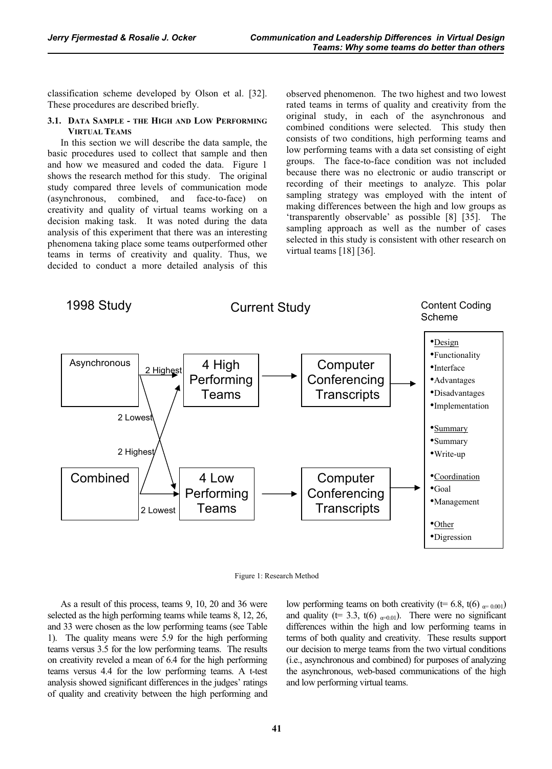classification scheme developed by Olson et al. [32]. These procedures are described briefly.

### 3.1. Data Sample - the High and Low Performing Virtual Teams

In this section we will describe the data sample, the basic procedures used to collect that sample and then and how we measured and coded the data. Figure 1 shows the research method for this study. The original study compared three levels of communication mode (asynchronous, combined, and face-to-face) on creativity and quality of virtual teams working on a decision making task. It was noted during the data analysis of this experiment that there was an interesting phenomena taking place some teams outperformed other teams in terms of creativity and quality. Thus, we decided to conduct a more detailed analysis of this observed phenomenon. The two highest and two lowest rated teams in terms of quality and creativity from the original study, in each of the asynchronous and combined conditions were selected. This study then consists of two conditions, high performing teams and low performing teams with a data set consisting of eight groups. The face-to-face condition was not included because there was no electronic or audio transcript or recording of their meetings to analyze. This polar sampling strategy was employed with the intent of making differences between the high and low groups as 'transparently observable' as possible [8] [35]. The sampling approach as well as the number of cases selected in this study is consistent with other research on virtual teams [18] [36].

1998 Study | Current Study | Content Coding Scheme

Asynchronous → 2 Highest → 4 High Performing Teams → Computer Conferencing Transcripts
Asynchronous → 2 Lowest → 4 Low Performing Teams
Combined → 2 Highest → 4 High Performing Teams
Combined → 2 Lowest → 4 Low Performing Teams → Computer Conferencing Transcripts

Content Coding Scheme:
- Design
  - Functionality
  - Interface
  - Advantages
  - Disadvantages
  - Implementation
- Summary
  - Summary
  - Write-up
- Coordination
  - Goal
  - Management
- Other
  - Digression

Figure 1: Research Method

As a result of this process, teams 9, 10, 20 and 36 were selected as the high performing teams while teams 8, 12, 26, and 33 were chosen as the low performing teams (see Table 1). The quality means were 5.9 for the high performing teams versus 3.5 for the low performing teams. The results on creativity reveled a mean of 6.4 for the high performing teams versus 4.4 for the low performing teams. A t-test analysis showed significant differences in the judges' ratings of quality and creativity between the high performing and low performing teams on both creativity ($t = 6.8$, $t(6)_{\alpha = 0.001}$) and quality ($t = 3.3$, $t(6)_{\alpha=0.01}$). There were no significant differences within the high and low performing teams in terms of both quality and creativity. These results support our decision to merge teams from the two virtual conditions (i.e., asynchronous and combined) for purposes of analyzing the asynchronous, web-based communications of the high and low performing virtual teams.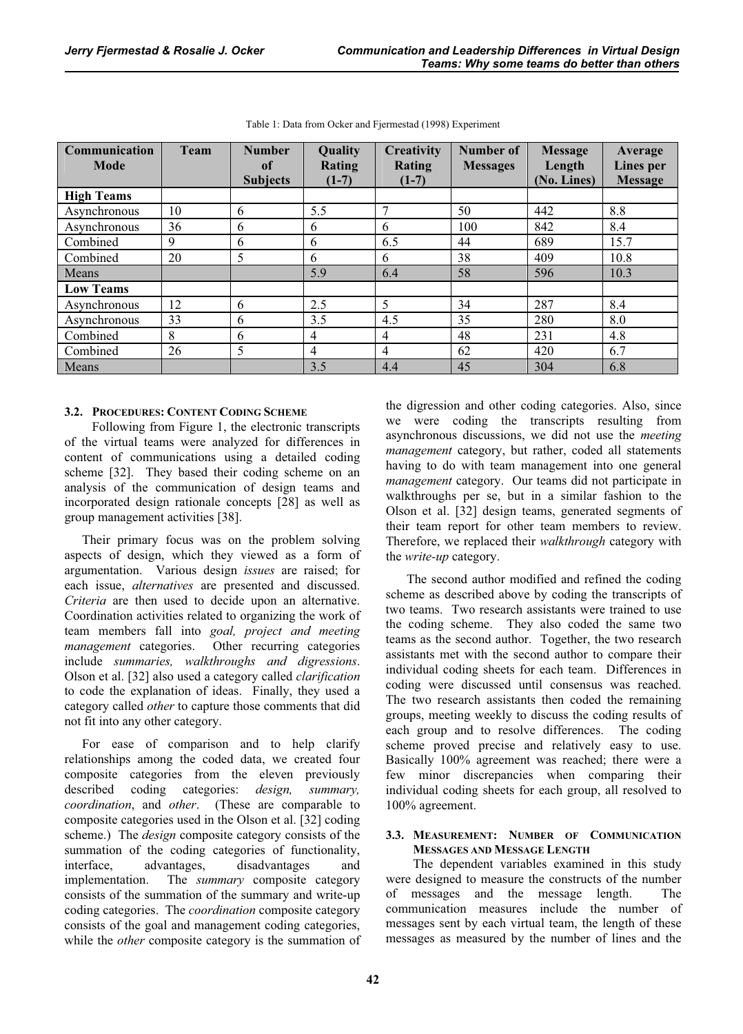Table 1: Data from Ocker and Fjermestad (1998) Experiment

| Communication Mode | Team | Number of Subjects | Quality Rating (1-7) | Creativity Rating (1-7) | Number of Messages | Message Length (No. Lines) | Average Lines per Message |
|---|---|---|---|---|---|---|---|
| **High Teams** | | | | | | | |
| Asynchronous | 10 | 6 | 5.5 | 7 | 50 | 442 | 8.8 |
| Asynchronous | 36 | 6 | 6 | 6 | 100 | 842 | 8.4 |
| Combined | 9 | 6 | 6 | 6.5 | 44 | 689 | 15.7 |
| Combined | 20 | 5 | 6 | 6 | 38 | 409 | 10.8 |
| Means | | | 5.9 | 6.4 | 58 | 596 | 10.3 |
| **Low Teams** | | | | | | | |
| Asynchronous | 12 | 6 | 2.5 | 5 | 34 | 287 | 8.4 |
| Asynchronous | 33 | 6 | 3.5 | 4.5 | 35 | 280 | 8.0 |
| Combined | 8 | 6 | 4 | 4 | 48 | 231 | 4.8 |
| Combined | 26 | 5 | 4 | 4 | 62 | 420 | 6.7 |
| Means | | | 3.5 | 4.4 | 45 | 304 | 6.8 |

### 3.2. Procedures: Content Coding Scheme

Following from Figure 1, the electronic transcripts of the virtual teams were analyzed for differences in content of communications using a detailed coding scheme [32]. They based their coding scheme on an analysis of the communication of design teams and incorporated design rationale concepts [28] as well as group management activities [38].

Their primary focus was on the problem solving aspects of design, which they viewed as a form of argumentation. Various design *issues* are raised; for each issue, *alternatives* are presented and discussed. *Criteria* are then used to decide upon an alternative. Coordination activities related to organizing the work of team members fall into *goal, project and meeting management* categories. Other recurring categories include *summaries, walkthroughs and digressions*. Olson et al. [32] also used a category called *clarification* to code the explanation of ideas. Finally, they used a category called *other* to capture those comments that did not fit into any other category.

For ease of comparison and to help clarify relationships among the coded data, we created four composite categories from the eleven previously described coding categories: *design, summary, coordination*, and *other*. (These are comparable to composite categories used in the Olson et al. [32] coding scheme.) The *design* composite category consists of the summation of the coding categories of functionality, interface, advantages, disadvantages and implementation. The *summary* composite category consists of the summation of the summary and write-up coding categories. The *coordination* composite category consists of the goal and management coding categories, while the *other* composite category is the summation of the digression and other coding categories. Also, since we were coding the transcripts resulting from asynchronous discussions, we did not use the *meeting management* category, but rather, coded all statements having to do with team management into one general *management* category. Our teams did not participate in walkthroughs per se, but in a similar fashion to the Olson et al. [32] design teams, generated segments of their team report for other team members to review. Therefore, we replaced their *walkthrough* category with the *write-up* category.

The second author modified and refined the coding scheme as described above by coding the transcripts of two teams. Two research assistants were trained to use the coding scheme. They also coded the same two teams as the second author. Together, the two research assistants met with the second author to compare their individual coding sheets for each team. Differences in coding were discussed until consensus was reached. The two research assistants then coded the remaining groups, meeting weekly to discuss the coding results of each group and to resolve differences. The coding scheme proved precise and relatively easy to use. Basically 100% agreement was reached; there were a few minor discrepancies when comparing their individual coding sheets for each group, all resolved to 100% agreement.

### 3.3. Measurement: Number of Communication Messages and Message Length

The dependent variables examined in this study were designed to measure the constructs of the number of messages and the message length. The communication measures include the number of messages sent by each virtual team, the length of these messages as measured by the number of lines and the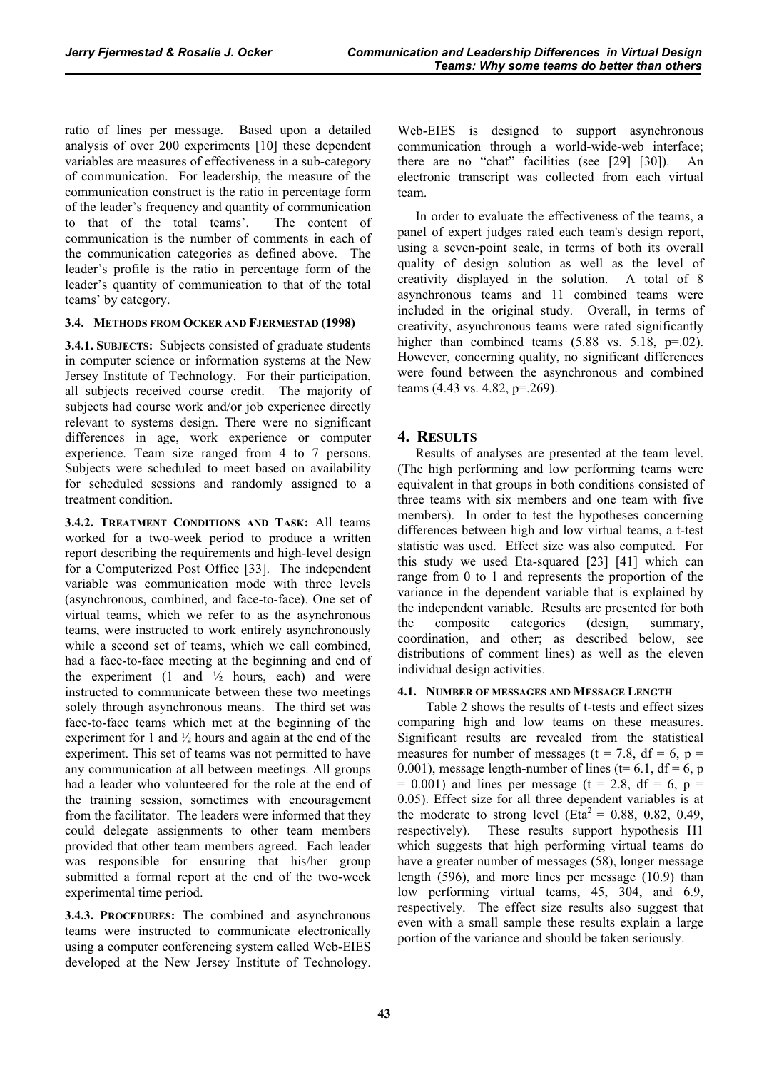ratio of lines per message. Based upon a detailed analysis of over 200 experiments [10] these dependent variables are measures of effectiveness in a sub-category of communication. For leadership, the measure of the communication construct is the ratio in percentage form of the leader's frequency and quantity of communication to that of the total teams'. The content of communication is the number of comments in each of the communication categories as defined above. The leader's profile is the ratio in percentage form of the leader's quantity of communication to that of the total teams' by category.

### 3.4. METHODS FROM OCKER AND FJERMESTAD (1998)

**3.4.1. SUBJECTS:** Subjects consisted of graduate students in computer science or information systems at the New Jersey Institute of Technology. For their participation, all subjects received course credit. The majority of subjects had course work and/or job experience directly relevant to systems design. There were no significant differences in age, work experience or computer experience. Team size ranged from 4 to 7 persons. Subjects were scheduled to meet based on availability for scheduled sessions and randomly assigned to a treatment condition.

**3.4.2. TREATMENT CONDITIONS AND TASK:** All teams worked for a two-week period to produce a written report describing the requirements and high-level design for a Computerized Post Office [33]. The independent variable was communication mode with three levels (asynchronous, combined, and face-to-face). One set of virtual teams, which we refer to as the asynchronous teams, were instructed to work entirely asynchronously while a second set of teams, which we call combined, had a face-to-face meeting at the beginning and end of the experiment (1 and ½ hours, each) and were instructed to communicate between these two meetings solely through asynchronous means. The third set was face-to-face teams which met at the beginning of the experiment for 1 and ½ hours and again at the end of the experiment. This set of teams was not permitted to have any communication at all between meetings. All groups had a leader who volunteered for the role at the end of the training session, sometimes with encouragement from the facilitator. The leaders were informed that they could delegate assignments to other team members provided that other team members agreed. Each leader was responsible for ensuring that his/her group submitted a formal report at the end of the two-week experimental time period.

**3.4.3. PROCEDURES:** The combined and asynchronous teams were instructed to communicate electronically using a computer conferencing system called Web-EIES developed at the New Jersey Institute of Technology. Web-EIES is designed to support asynchronous communication through a world-wide-web interface; there are no "chat" facilities (see [29] [30]). An electronic transcript was collected from each virtual team.

In order to evaluate the effectiveness of the teams, a panel of expert judges rated each team's design report, using a seven-point scale, in terms of both its overall quality of design solution as well as the level of creativity displayed in the solution. A total of 8 asynchronous teams and 11 combined teams were included in the original study. Overall, in terms of creativity, asynchronous teams were rated significantly higher than combined teams (5.88 vs. 5.18, p=.02). However, concerning quality, no significant differences were found between the asynchronous and combined teams (4.43 vs. 4.82, p=.269).

## 4. RESULTS

Results of analyses are presented at the team level. (The high performing and low performing teams were equivalent in that groups in both conditions consisted of three teams with six members and one team with five members). In order to test the hypotheses concerning differences between high and low virtual teams, a t-test statistic was used. Effect size was also computed. For this study we used Eta-squared [23] [41] which can range from 0 to 1 and represents the proportion of the variance in the dependent variable that is explained by the independent variable. Results are presented for both the composite categories (design, summary, coordination, and other; as described below, see distributions of comment lines) as well as the eleven individual design activities.

### 4.1. NUMBER OF MESSAGES AND MESSAGE LENGTH

Table 2 shows the results of t-tests and effect sizes comparing high and low teams on these measures. Significant results are revealed from the statistical measures for number of messages ($t = 7.8$, $df = 6$, $p = 0.001$), message length-number of lines ($t = 6.1$, $df = 6$, $p = 0.001$) and lines per message ($t = 2.8$, $df = 6$, $p = 0.05$). Effect size for all three dependent variables is at the moderate to strong level ($Eta^2 = 0.88, 0.82, 0.49$, respectively). These results support hypothesis H1 which suggests that high performing virtual teams do have a greater number of messages (58), longer message length (596), and more lines per message (10.9) than low performing virtual teams, 45, 304, and 6.9, respectively. The effect size results also suggest that even with a small sample these results explain a large portion of the variance and should be taken seriously.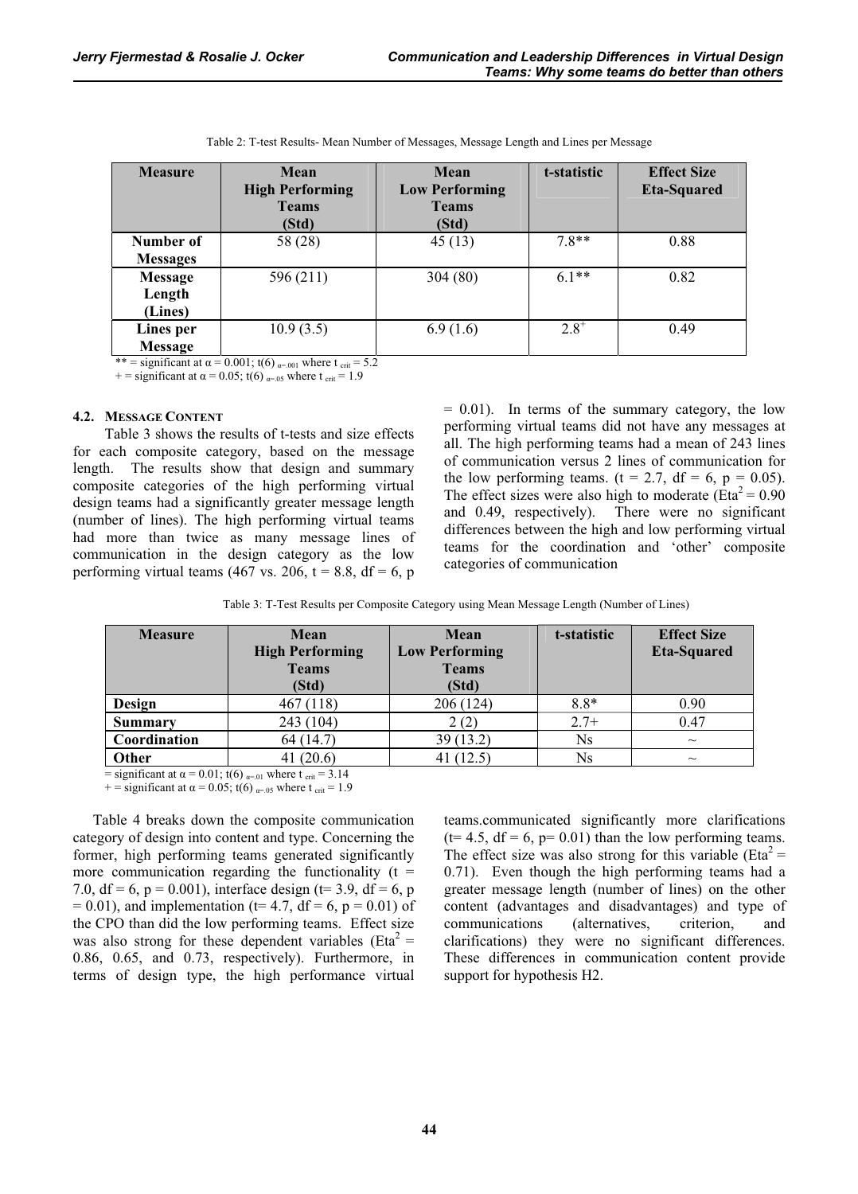Table 2: T-test Results- Mean Number of Messages, Message Length and Lines per Message

| Measure | Mean High Performing Teams (Std) | Mean Low Performing Teams (Std) | t-statistic | Effect Size Eta-Squared |
|---|---|---|---|---|
| Number of Messages | 58 (28) | 45 (13) | 7.8** | 0.88 |
| Message Length (Lines) | 596 (211) | 304 (80) | 6.1** | 0.82 |
| Lines per Message | 10.9 (3.5) | 6.9 (1.6) | $2.8^{+}$ | 0.49 |

** = significant at $\alpha = 0.001$; $t(6)_{\alpha=.001}$ where $t_{crit} = 5.2$
+ = significant at $\alpha = 0.05$; $t(6)_{\alpha=.05}$ where $t_{crit} = 1.9$

### 4.2. Message Content

Table 3 shows the results of t-tests and size effects for each composite category, based on the message length. The results show that design and summary composite categories of the high performing virtual design teams had a significantly greater message length (number of lines). The high performing virtual teams had more than twice as many message lines of communication in the design category as the low performing virtual teams (467 vs. 206, t = 8.8, df = 6, p = 0.01). In terms of the summary category, the low performing virtual teams did not have any messages at all. The high performing teams had a mean of 243 lines of communication versus 2 lines of communication for the low performing teams. (t = 2.7, df = 6, p = 0.05). The effect sizes were also high to moderate ($Eta^2 = 0.90$ and 0.49, respectively). There were no significant differences between the high and low performing virtual teams for the coordination and 'other' composite categories of communication

Table 3: T-Test Results per Composite Category using Mean Message Length (Number of Lines)

| Measure | Mean High Performing Teams (Std) | Mean Low Performing Teams (Std) | t-statistic | Effect Size Eta-Squared |
|---|---|---|---|---|
| Design | 467 (118) | 206 (124) | 8.8* | 0.90 |
| Summary | 243 (104) | 2 (2) | 2.7+ | 0.47 |
| Coordination | 64 (14.7) | 39 (13.2) | Ns | ~ |
| Other | 41 (20.6) | 41 (12.5) | Ns | ~ |

= significant at $\alpha = 0.01$; $t(6)_{\alpha=.01}$ where $t_{crit} = 3.14$
+ = significant at $\alpha = 0.05$; $t(6)_{\alpha=.05}$ where $t_{crit} = 1.9$

Table 4 breaks down the composite communication category of design into content and type. Concerning the former, high performing teams generated significantly more communication regarding the functionality (t = 7.0, df = 6, p = 0.001), interface design (t= 3.9, df = 6, p = 0.01), and implementation (t= 4.7, df = 6, p = 0.01) of the CPO than did the low performing teams. Effect size was also strong for these dependent variables ($Eta^2$ = 0.86, 0.65, and 0.73, respectively). Furthermore, in terms of design type, the high performance virtual teams.communicated significantly more clarifications (t= 4.5, df = 6, p= 0.01) than the low performing teams. The effect size was also strong for this variable ($Eta^2$ = 0.71). Even though the high performing teams had a greater message length (number of lines) on the other content (advantages and disadvantages) and type of communications (alternatives, criterion, and clarifications) they were no significant differences. These differences in communication content provide support for hypothesis H2.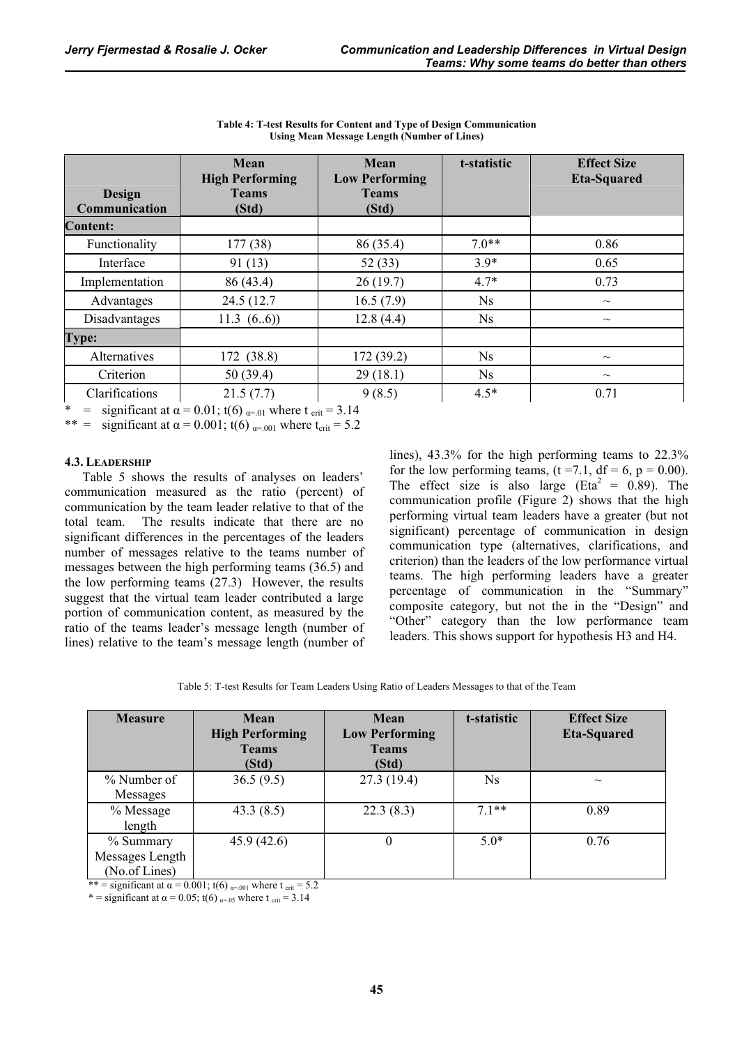**Table 4: T-test Results for Content and Type of Design Communication Using Mean Message Length (Number of Lines)**

| Design Communication | Mean High Performing Teams (Std) | Mean Low Performing Teams (Std) | t-statistic | Effect Size Eta-Squared |
|---|---|---|---|---|
| **Content:** | | | | |
| Functionality | 177 (38) | 86 (35.4) | 7.0** | 0.86 |
| Interface | 91 (13) | 52 (33) | 3.9* | 0.65 |
| Implementation | 86 (43.4) | 26 (19.7) | 4.7* | 0.73 |
| Advantages | 24.5 (12.7 | 16.5 (7.9) | Ns | ~ |
| Disadvantages | 11.3 (6..6)) | 12.8 (4.4) | Ns | ~ |
| **Type:** | | | | |
| Alternatives | 172 (38.8) | 172 (39.2) | Ns | ~ |
| Criterion | 50 (39.4) | 29 (18.1) | Ns | ~ |
| Clarifications | 21.5 (7.7) | 9 (8.5) | 4.5* | 0.71 |

\* = significant at $\alpha = 0.01$; $t(6)_{\alpha=.01}$ where $t_{crit} = 3.14$

\** = significant at $\alpha = 0.001$; $t(6)_{\alpha=.001}$ where $t_{crit} = 5.2$

### 4.3. Leadership

Table 5 shows the results of analyses on leaders' communication measured as the ratio (percent) of communication by the team leader relative to that of the total team. The results indicate that there are no significant differences in the percentages of the leaders number of messages relative to the teams number of messages between the high performing teams (36.5) and the low performing teams (27.3) However, the results suggest that the virtual team leader contributed a large portion of communication content, as measured by the ratio of the teams leader's message length (number of lines) relative to the team's message length (number of lines), 43.3% for the high performing teams to 22.3% for the low performing teams, ($t = 7.1$, $df = 6$, $p = 0.00$). The effect size is also large ($Eta^2 = 0.89$). The communication profile (Figure 2) shows that the high performing virtual team leaders have a greater (but not significant) percentage of communication in design communication type (alternatives, clarifications, and criterion) than the leaders of the low performance virtual teams. The high performing leaders have a greater percentage of communication in the "Summary" composite category, but not the in the "Design" and "Other" category than the low performance team leaders. This shows support for hypothesis H3 and H4.

Table 5: T-test Results for Team Leaders Using Ratio of Leaders Messages to that of the Team

| Measure | Mean High Performing Teams (Std) | Mean Low Performing Teams (Std) | t-statistic | Effect Size Eta-Squared |
|---|---|---|---|---|
| % Number of Messages | 36.5 (9.5) | 27.3 (19.4) | Ns | ~ |
| % Message length | 43.3 (8.5) | 22.3 (8.3) | 7.1** | 0.89 |
| % Summary Messages Length (No.of Lines) | 45.9 (42.6) | 0 | 5.0* | 0.76 |

\** = significant at $\alpha = 0.001$; $t(6)_{\alpha=.001}$ where $t_{crit} = 5.2$

\* = significant at $\alpha = 0.05$; $t(6)_{\alpha=.05}$ where $t_{crit} = 3.14$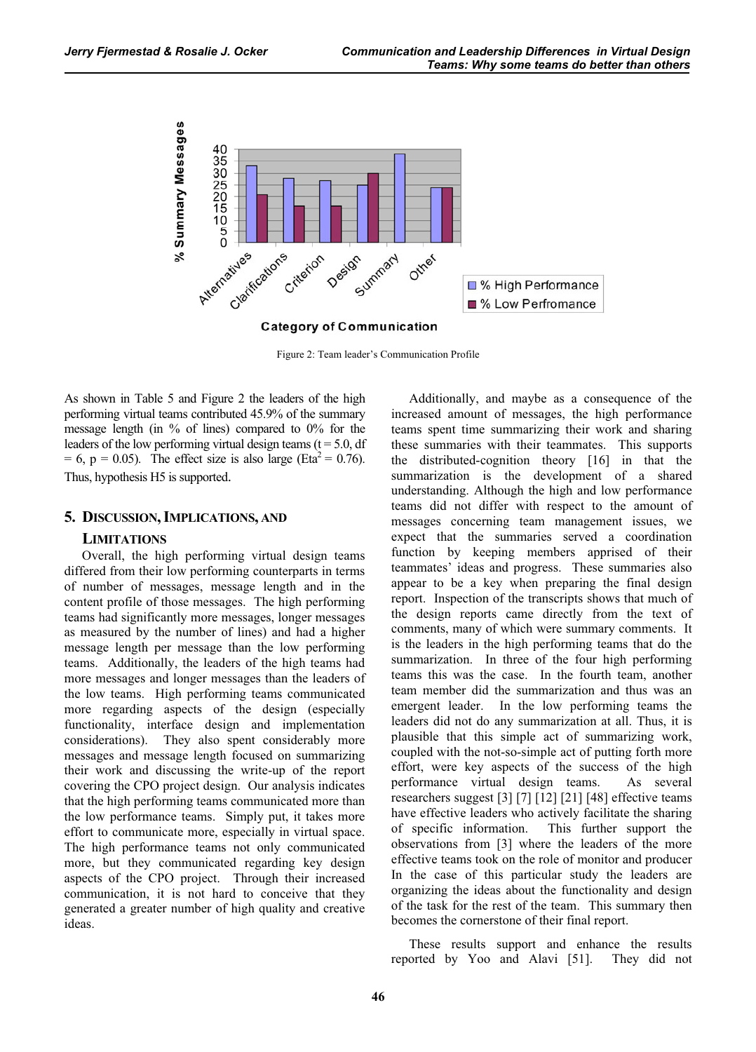Figure 2: Team leader's Communication Profile

As shown in Table 5 and Figure 2 the leaders of the high performing virtual teams contributed 45.9% of the summary message length (in % of lines) compared to 0% for the leaders of the low performing virtual design teams ($t = 5.0$, $df = 6$, $p = 0.05$). The effect size is also large ($Eta^2 = 0.76$). Thus, hypothesis H5 is supported.

## 5. Discussion, Implications, and Limitations

Overall, the high performing virtual design teams differed from their low performing counterparts in terms of number of messages, message length and in the content profile of those messages. The high performing teams had significantly more messages, longer messages as measured by the number of lines) and had a higher message length per message than the low performing teams. Additionally, the leaders of the high teams had more messages and longer messages than the leaders of the low teams. High performing teams communicated more regarding aspects of the design (especially functionality, interface design and implementation considerations). They also spent considerably more messages and message length focused on summarizing their work and discussing the write-up of the report covering the CPO project design. Our analysis indicates that the high performing teams communicated more than the low performance teams. Simply put, it takes more effort to communicate more, especially in virtual space. The high performance teams not only communicated more, but they communicated regarding key design aspects of the CPO project. Through their increased communication, it is not hard to conceive that they generated a greater number of high quality and creative ideas.

Additionally, and maybe as a consequence of the increased amount of messages, the high performance teams spent time summarizing their work and sharing these summaries with their teammates. This supports the distributed-cognition theory [16] in that the summarization is the development of a shared understanding. Although the high and low performance teams did not differ with respect to the amount of messages concerning team management issues, we expect that the summaries served a coordination function by keeping members apprised of their teammates' ideas and progress. These summaries also appear to be a key when preparing the final design report. Inspection of the transcripts shows that much of the design reports came directly from the text of comments, many of which were summary comments. It is the leaders in the high performing teams that do the summarization. In three of the four high performing teams this was the case. In the fourth team, another team member did the summarization and thus was an emergent leader. In the low performing teams the leaders did not do any summarization at all. Thus, it is plausible that this simple act of summarizing work, coupled with the not-so-simple act of putting forth more effort, were key aspects of the success of the high performance virtual design teams. As several researchers suggest [3] [7] [12] [21] [48] effective teams have effective leaders who actively facilitate the sharing of specific information. This further support the observations from [3] where the leaders of the more effective teams took on the role of monitor and producer In the case of this particular study the leaders are organizing the ideas about the functionality and design of the task for the rest of the team. This summary then becomes the cornerstone of their final report.

These results support and enhance the results reported by Yoo and Alavi [51]. They did not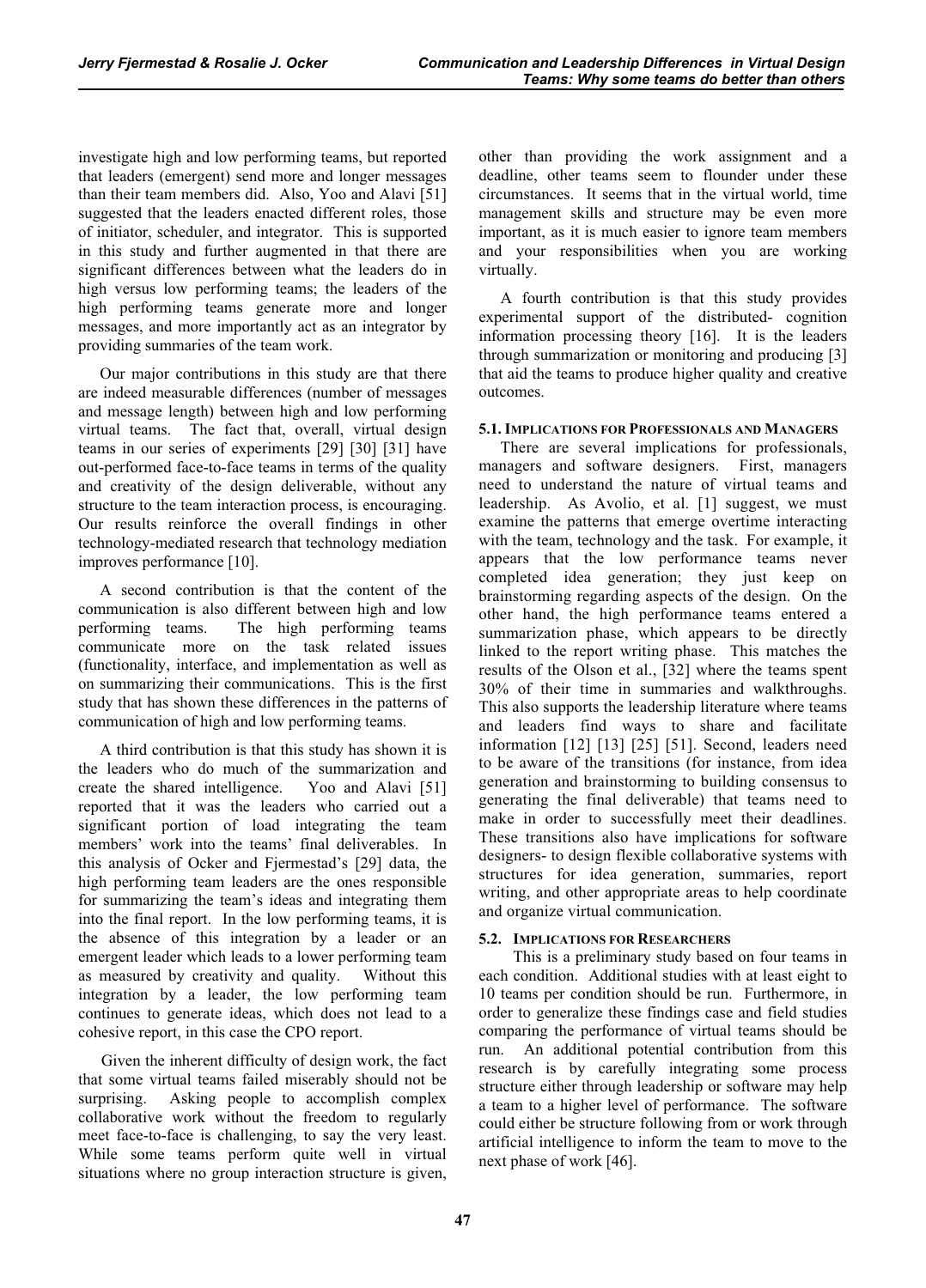investigate high and low performing teams, but reported that leaders (emergent) send more and longer messages than their team members did. Also, Yoo and Alavi [51] suggested that the leaders enacted different roles, those of initiator, scheduler, and integrator. This is supported in this study and further augmented in that there are significant differences between what the leaders do in high versus low performing teams; the leaders of the high performing teams generate more and longer messages, and more importantly act as an integrator by providing summaries of the team work.

Our major contributions in this study are that there are indeed measurable differences (number of messages and message length) between high and low performing virtual teams. The fact that, overall, virtual design teams in our series of experiments [29] [30] [31] have out-performed face-to-face teams in terms of the quality and creativity of the design deliverable, without any structure to the team interaction process, is encouraging. Our results reinforce the overall findings in other technology-mediated research that technology mediation improves performance [10].

A second contribution is that the content of the communication is also different between high and low performing teams. The high performing teams communicate more on the task related issues (functionality, interface, and implementation as well as on summarizing their communications. This is the first study that has shown these differences in the patterns of communication of high and low performing teams.

A third contribution is that this study has shown it is the leaders who do much of the summarization and create the shared intelligence. Yoo and Alavi [51] reported that it was the leaders who carried out a significant portion of load integrating the team members' work into the teams' final deliverables. In this analysis of Ocker and Fjermestad's [29] data, the high performing team leaders are the ones responsible for summarizing the team's ideas and integrating them into the final report. In the low performing teams, it is the absence of this integration by a leader or an emergent leader which leads to a lower performing team as measured by creativity and quality. Without this integration by a leader, the low performing team continues to generate ideas, which does not lead to a cohesive report, in this case the CPO report.

Given the inherent difficulty of design work, the fact that some virtual teams failed miserably should not be surprising. Asking people to accomplish complex collaborative work without the freedom to regularly meet face-to-face is challenging, to say the very least. While some teams perform quite well in virtual situations where no group interaction structure is given, other than providing the work assignment and a deadline, other teams seem to flounder under these circumstances. It seems that in the virtual world, time management skills and structure may be even more important, as it is much easier to ignore team members and your responsibilities when you are working virtually.

A fourth contribution is that this study provides experimental support of the distributed- cognition information processing theory [16]. It is the leaders through summarization or monitoring and producing [3] that aid the teams to produce higher quality and creative outcomes.

### 5.1. Implications for Professionals and Managers

There are several implications for professionals, managers and software designers. First, managers need to understand the nature of virtual teams and leadership. As Avolio, et al. [1] suggest, we must examine the patterns that emerge overtime interacting with the team, technology and the task. For example, it appears that the low performance teams never completed idea generation; they just keep on brainstorming regarding aspects of the design. On the other hand, the high performance teams entered a summarization phase, which appears to be directly linked to the report writing phase. This matches the results of the Olson et al., [32] where the teams spent 30% of their time in summaries and walkthroughs. This also supports the leadership literature where teams and leaders find ways to share and facilitate information [12] [13] [25] [51]. Second, leaders need to be aware of the transitions (for instance, from idea generation and brainstorming to building consensus to generating the final deliverable) that teams need to make in order to successfully meet their deadlines. These transitions also have implications for software designers- to design flexible collaborative systems with structures for idea generation, summaries, report writing, and other appropriate areas to help coordinate and organize virtual communication.

### 5.2. Implications for Researchers

This is a preliminary study based on four teams in each condition. Additional studies with at least eight to 10 teams per condition should be run. Furthermore, in order to generalize these findings case and field studies comparing the performance of virtual teams should be run. An additional potential contribution from this research is by carefully integrating some process structure either through leadership or software may help a team to a higher level of performance. The software could either be structure following from or work through artificial intelligence to inform the team to move to the next phase of work [46].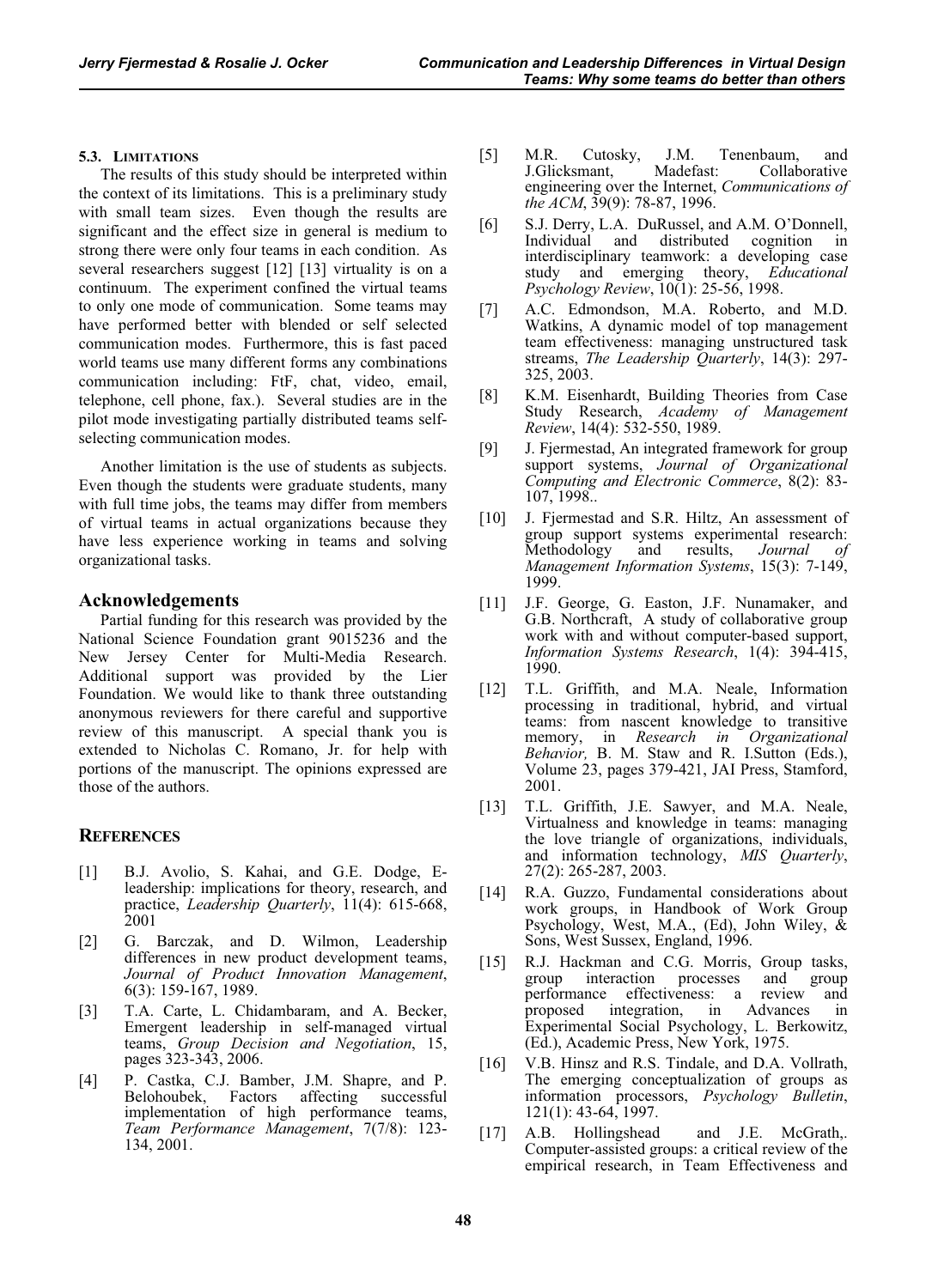### 5.3. Limitations

The results of this study should be interpreted within the context of its limitations. This is a preliminary study with small team sizes. Even though the results are significant and the effect size in general is medium to strong there were only four teams in each condition. As several researchers suggest [12] [13] virtuality is on a continuum. The experiment confined the virtual teams to only one mode of communication. Some teams may have performed better with blended or self selected communication modes. Furthermore, this is fast paced world teams use many different forms any combinations communication including: FtF, chat, video, email, telephone, cell phone, fax.). Several studies are in the pilot mode investigating partially distributed teams self-selecting communication modes.

Another limitation is the use of students as subjects. Even though the students were graduate students, many with full time jobs, the teams may differ from members of virtual teams in actual organizations because they have less experience working in teams and solving organizational tasks.

## Acknowledgements

Partial funding for this research was provided by the National Science Foundation grant 9015236 and the New Jersey Center for Multi-Media Research. Additional support was provided by the Lier Foundation. We would like to thank three outstanding anonymous reviewers for there careful and supportive review of this manuscript. A special thank you is extended to Nicholas C. Romano, Jr. for help with portions of the manuscript. The opinions expressed are those of the authors.

## References

[1] B.J. Avolio, S. Kahai, and G.E. Dodge, E-leadership: implications for theory, research, and practice, *Leadership Quarterly*, 11(4): 615-668, 2001

[2] G. Barczak, and D. Wilmon, Leadership differences in new product development teams, *Journal of Product Innovation Management*, 6(3): 159-167, 1989.

[3] T.A. Carte, L. Chidambaram, and A. Becker, Emergent leadership in self-managed virtual teams, *Group Decision and Negotiation*, 15, pages 323-343, 2006.

[4] P. Castka, C.J. Bamber, J.M. Shapre, and P. Belohoubek, Factors affecting successful implementation of high performance teams, *Team Performance Management*, 7(7/8): 123-134, 2001.

[5] M.R. Cutosky, J.M. Tenenbaum, and J.Glicksmant, Madefast: Collaborative engineering over the Internet, *Communications of the ACM*, 39(9): 78-87, 1996.

[6] S.J. Derry, L.A. DuRussel, and A.M. O'Donnell, Individual and distributed cognition in interdisciplinary teamwork: a developing case study and emerging theory, *Educational Psychology Review*, 10(1): 25-56, 1998.

[7] A.C. Edmondson, M.A. Roberto, and M.D. Watkins, A dynamic model of top management team effectiveness: managing unstructured task streams, *The Leadership Quarterly*, 14(3): 297-325, 2003.

[8] K.M. Eisenhardt, Building Theories from Case Study Research, *Academy of Management Review*, 14(4): 532-550, 1989.

[9] J. Fjermestad, An integrated framework for group support systems, *Journal of Organizational Computing and Electronic Commerce*, 8(2): 83-107, 1998..

[10] J. Fjermestad and S.R. Hiltz, An assessment of group support systems experimental research: Methodology and results, *Journal of Management Information Systems*, 15(3): 7-149, 1999.

[11] J.F. George, G. Easton, J.F. Nunamaker, and G.B. Northcraft, A study of collaborative group work with and without computer-based support, *Information Systems Research*, 1(4): 394-415, 1990.

[12] T.L. Griffith, and M.A. Neale, Information processing in traditional, hybrid, and virtual teams: from nascent knowledge to transitive memory, in *Research in Organizational Behavior,* B. M. Staw and R. I.Sutton (Eds.), Volume 23, pages 379-421, JAI Press, Stamford, 2001.

[13] T.L. Griffith, J.E. Sawyer, and M.A. Neale, Virtualness and knowledge in teams: managing the love triangle of organizations, individuals, and information technology, *MIS Quarterly*, 27(2): 265-287, 2003.

[14] R.A. Guzzo, Fundamental considerations about work groups, in Handbook of Work Group Psychology, West, M.A., (Ed), John Wiley, & Sons, West Sussex, England, 1996.

[15] R.J. Hackman and C.G. Morris, Group tasks, group interaction processes and group performance effectiveness: a review and proposed integration, in Advances in Experimental Social Psychology, L. Berkowitz, (Ed.), Academic Press, New York, 1975.

[16] V.B. Hinsz and R.S. Tindale, and D.A. Vollrath, The emerging conceptualization of groups as information processors, *Psychology Bulletin*, 121(1): 43-64, 1997.

[17] A.B. Hollingshead and J.E. McGrath,. Computer-assisted groups: a critical review of the empirical research, in Team Effectiveness and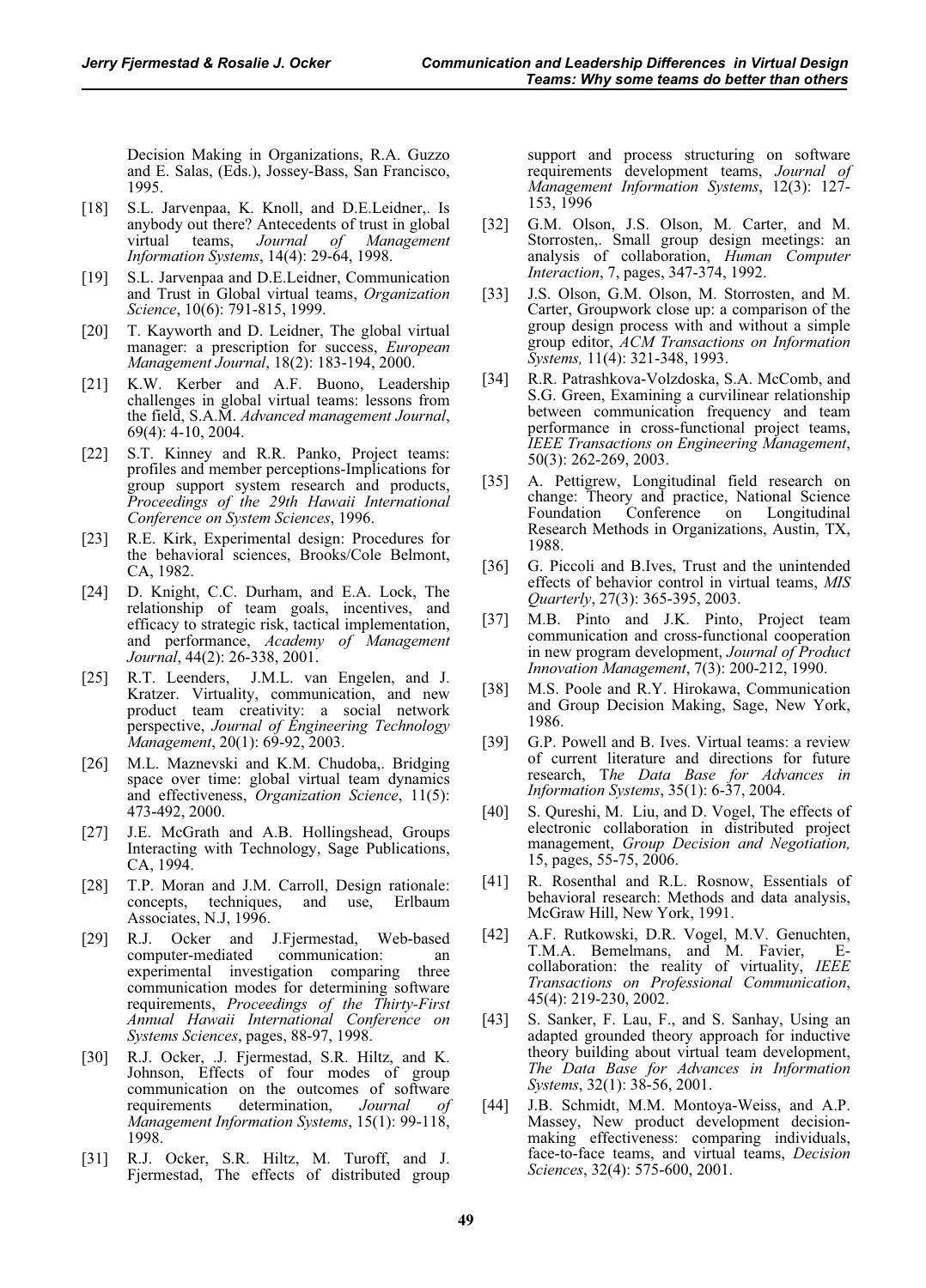Decision Making in Organizations, R.A. Guzzo and E. Salas, (Eds.), Jossey-Bass, San Francisco, 1995.

[18] S.L. Jarvenpaa, K. Knoll, and D.E.Leidner,. Is anybody out there? Antecedents of trust in global virtual teams, *Journal of Management Information Systems*, 14(4): 29-64, 1998.

[19] S.L. Jarvenpaa and D.E.Leidner, Communication and Trust in Global virtual teams, *Organization Science*, 10(6): 791-815, 1999.

[20] T. Kayworth and D. Leidner, The global virtual manager: a prescription for success, *European Management Journal*, 18(2): 183-194, 2000.

[21] K.W. Kerber and A.F. Buono, Leadership challenges in global virtual teams: lessons from the field, S.A.M. *Advanced management Journal*, 69(4): 4-10, 2004.

[22] S.T. Kinney and R.R. Panko, Project teams: profiles and member perceptions-Implications for group support system research and products, *Proceedings of the 29th Hawaii International Conference on System Sciences*, 1996.

[23] R.E. Kirk, Experimental design: Procedures for the behavioral sciences, Brooks/Cole Belmont, CA, 1982.

[24] D. Knight, C.C. Durham, and E.A. Lock, The relationship of team goals, incentives, and efficacy to strategic risk, tactical implementation, and performance, *Academy of Management Journal*, 44(2): 26-338, 2001.

[25] R.T. Leenders, J.M.L. van Engelen, and J. Kratzer. Virtuality, communication, and new product team creativity: a social network perspective, *Journal of Engineering Technology Management*, 20(1): 69-92, 2003.

[26] M.L. Maznevski and K.M. Chudoba,. Bridging space over time: global virtual team dynamics and effectiveness, *Organization Science*, 11(5): 473-492, 2000.

[27] J.E. McGrath and A.B. Hollingshead, Groups Interacting with Technology, Sage Publications, CA, 1994.

[28] T.P. Moran and J.M. Carroll, Design rationale: concepts, techniques, and use, Erlbaum Associates, N.J, 1996.

[29] R.J. Ocker and J.Fjermestad, Web-based computer-mediated communication: an experimental investigation comparing three communication modes for determining software requirements, *Proceedings of the Thirty-First Annual Hawaii International Conference on Systems Sciences*, pages, 88-97, 1998.

[30] R.J. Ocker, .J. Fjermestad, S.R. Hiltz, and K. Johnson, Effects of four modes of group communication on the outcomes of software requirements determination, *Journal of Management Information Systems*, 15(1): 99-118, 1998.

[31] R.J. Ocker, S.R. Hiltz, M. Turoff, and J. Fjermestad, The effects of distributed group support and process structuring on software requirements development teams, *Journal of Management Information Systems*, 12(3): 127-153, 1996

[32] G.M. Olson, J.S. Olson, M. Carter, and M. Storrosten,. Small group design meetings: an analysis of collaboration, *Human Computer Interaction*, 7, pages, 347-374, 1992.

[33] J.S. Olson, G.M. Olson, M. Storrosten, and M. Carter, Groupwork close up: a comparison of the group design process with and without a simple group editor, *ACM Transactions on Information Systems,* 11(4): 321-348, 1993.

[34] R.R. Patrashkova-Volzdoska, S.A. McComb, and S.G. Green, Examining a curvilinear relationship between communication frequency and team performance in cross-functional project teams, *IEEE Transactions on Engineering Management*, 50(3): 262-269, 2003.

[35] A. Pettigrew, Longitudinal field research on change: Theory and practice, National Science Foundation Conference on Longitudinal Research Methods in Organizations, Austin, TX, 1988.

[36] G. Piccoli and B.Ives, Trust and the unintended effects of behavior control in virtual teams, *MIS Quarterly*, 27(3): 365-395, 2003.

[37] M.B. Pinto and J.K. Pinto, Project team communication and cross-functional cooperation in new program development, *Journal of Product Innovation Management*, 7(3): 200-212, 1990.

[38] M.S. Poole and R.Y. Hirokawa, Communication and Group Decision Making, Sage, New York, 1986.

[39] G.P. Powell and B. Ives. Virtual teams: a review of current literature and directions for future research, T*he Data Base for Advances in Information Systems*, 35(1): 6-37, 2004.

[40] S. Qureshi, M. Liu, and D. Vogel, The effects of electronic collaboration in distributed project management, *Group Decision and Negotiation,* 15, pages, 55-75, 2006.

[41] R. Rosenthal and R.L. Rosnow, Essentials of behavioral research: Methods and data analysis, McGraw Hill, New York, 1991.

[42] A.F. Rutkowski, D.R. Vogel, M.V. Genuchten, T.M.A. Bemelmans, and M. Favier, E-collaboration: the reality of virtuality, *IEEE Transactions on Professional Communication*, 45(4): 219-230, 2002.

[43] S. Sanker, F. Lau, F., and S. Sanhay, Using an adapted grounded theory approach for inductive theory building about virtual team development, *The Data Base for Advances in Information Systems*, 32(1): 38-56, 2001.

[44] J.B. Schmidt, M.M. Montoya-Weiss, and A.P. Massey, New product development decision-making effectiveness: comparing individuals, face-to-face teams, and virtual teams, *Decision Sciences*, 32(4): 575-600, 2001.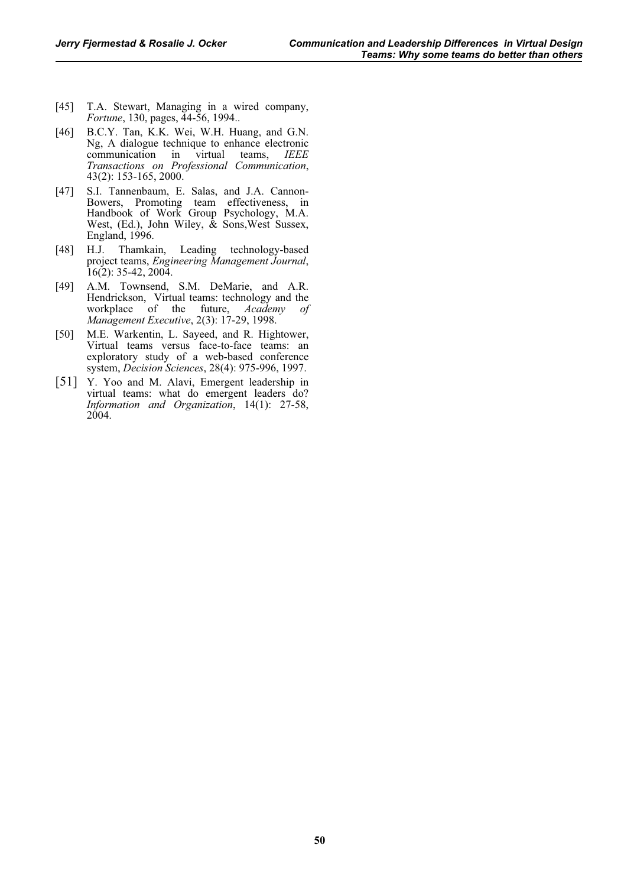[45] T.A. Stewart, Managing in a wired company, *Fortune*, 130, pages, 44-56, 1994..

[46] B.C.Y. Tan, K.K. Wei, W.H. Huang, and G.N. Ng, A dialogue technique to enhance electronic communication in virtual teams, *IEEE Transactions on Professional Communication*, 43(2): 153-165, 2000.

[47] S.I. Tannenbaum, E. Salas, and J.A. Cannon-Bowers, Promoting team effectiveness, in Handbook of Work Group Psychology, M.A. West, (Ed.), John Wiley, & Sons,West Sussex, England, 1996.

[48] H.J. Thamkain, Leading technology-based project teams, *Engineering Management Journal*, 16(2): 35-42, 2004.

[49] A.M. Townsend, S.M. DeMarie, and A.R. Hendrickson, Virtual teams: technology and the workplace of the future, *Academy of Management Executive*, 2(3): 17-29, 1998.

[50] M.E. Warkentin, L. Sayeed, and R. Hightower, Virtual teams versus face-to-face teams: an exploratory study of a web-based conference system, *Decision Sciences*, 28(4): 975-996, 1997.

[51] Y. Yoo and M. Alavi, Emergent leadership in virtual teams: what do emergent leaders do? *Information and Organization*, 14(1): 27-58, 2004.